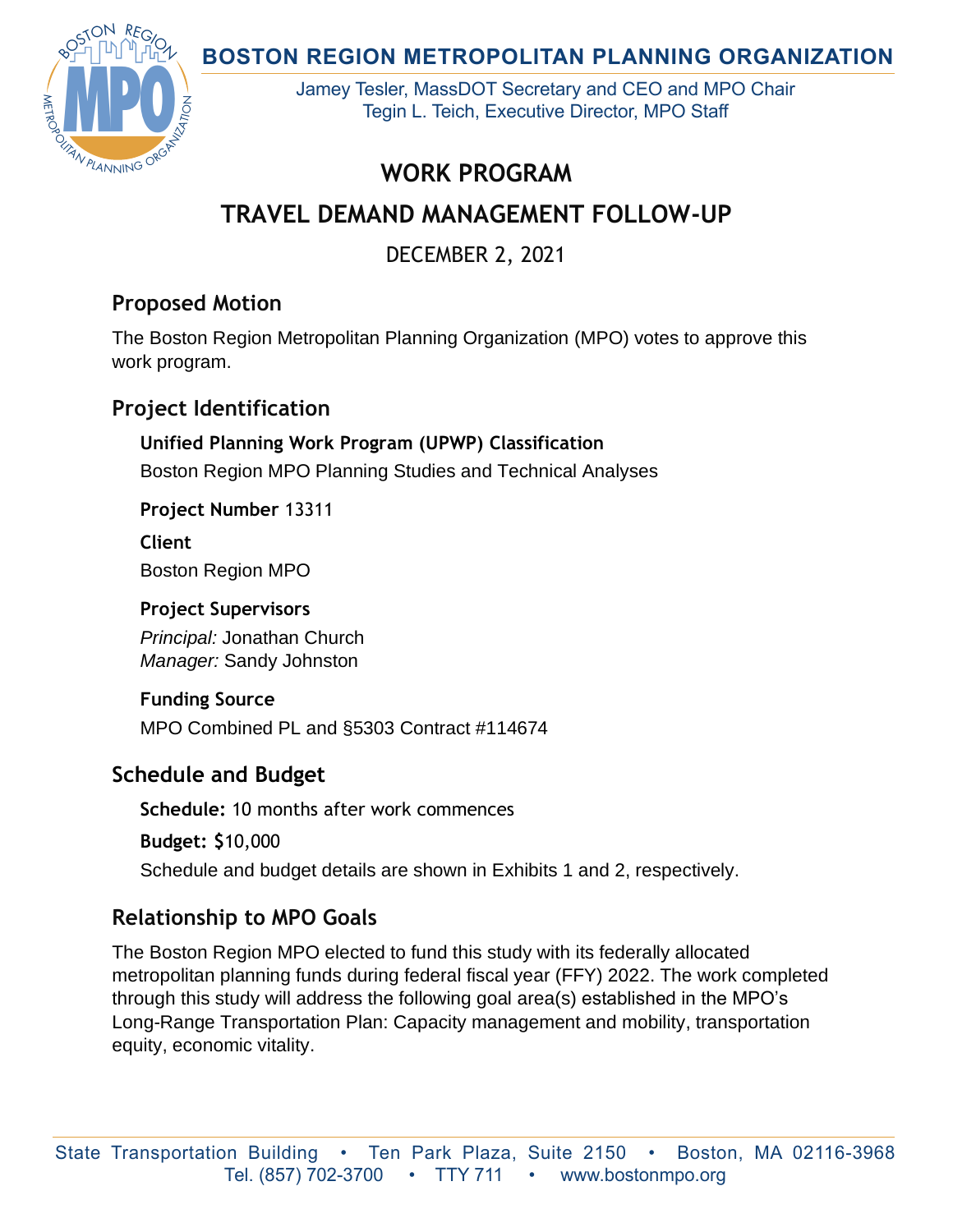# BOSTON REGION METROPOLITAN PLANNING ORGANIZATION

Jamey Tesler, MassDOT Secretary and CEO and MPO Chair
Tegin L. Teich, Executive Director, MPO Staff

# WORK PROGRAM

# TRAVEL DEMAND MANAGEMENT FOLLOW-UP

DECEMBER 2, 2021

## Proposed Motion

The Boston Region Metropolitan Planning Organization (MPO) votes to approve this work program.

## Project Identification

### Unified Planning Work Program (UPWP) Classification

Boston Region MPO Planning Studies and Technical Analyses

**Project Number** 13311

**Client**

Boston Region MPO

**Project Supervisors**

*Principal:* Jonathan Church
*Manager:* Sandy Johnston

**Funding Source**

MPO Combined PL and §5303 Contract #114674

## Schedule and Budget

**Schedule:** 10 months after work commences

**Budget:** $10,000

Schedule and budget details are shown in Exhibits 1 and 2, respectively.

## Relationship to MPO Goals

The Boston Region MPO elected to fund this study with its federally allocated metropolitan planning funds during federal fiscal year (FFY) 2022. The work completed through this study will address the following goal area(s) established in the MPO's Long-Range Transportation Plan: Capacity management and mobility, transportation equity, economic vitality.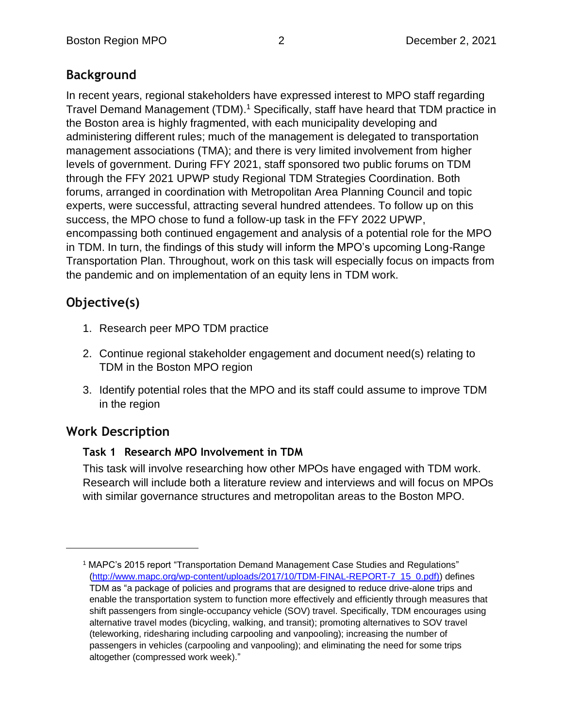## Background

In recent years, regional stakeholders have expressed interest to MPO staff regarding Travel Demand Management (TDM).[1] Specifically, staff have heard that TDM practice in the Boston area is highly fragmented, with each municipality developing and administering different rules; much of the management is delegated to transportation management associations (TMA); and there is very limited involvement from higher levels of government. During FFY 2021, staff sponsored two public forums on TDM through the FFY 2021 UPWP study Regional TDM Strategies Coordination. Both forums, arranged in coordination with Metropolitan Area Planning Council and topic experts, were successful, attracting several hundred attendees. To follow up on this success, the MPO chose to fund a follow-up task in the FFY 2022 UPWP, encompassing both continued engagement and analysis of a potential role for the MPO in TDM. In turn, the findings of this study will inform the MPO's upcoming Long-Range Transportation Plan. Throughout, work on this task will especially focus on impacts from the pandemic and on implementation of an equity lens in TDM work.

## Objective(s)

1. Research peer MPO TDM practice
2. Continue regional stakeholder engagement and document need(s) relating to TDM in the Boston MPO region
3. Identify potential roles that the MPO and its staff could assume to improve TDM in the region

## Work Description

### Task 1 Research MPO Involvement in TDM

This task will involve researching how other MPOs have engaged with TDM work. Research will include both a literature review and interviews and will focus on MPOs with similar governance structures and metropolitan areas to the Boston MPO.

---

[1] MAPC's 2015 report "Transportation Demand Management Case Studies and Regulations" (http://www.mapc.org/wp-content/uploads/2017/10/TDM-FINAL-REPORT-7_15_0.pdf)) defines TDM as "a package of policies and programs that are designed to reduce drive-alone trips and enable the transportation system to function more effectively and efficiently through measures that shift passengers from single-occupancy vehicle (SOV) travel. Specifically, TDM encourages using alternative travel modes (bicycling, walking, and transit); promoting alternatives to SOV travel (teleworking, ridesharing including carpooling and vanpooling); increasing the number of passengers in vehicles (carpooling and vanpooling); and eliminating the need for some trips altogether (compressed work week)."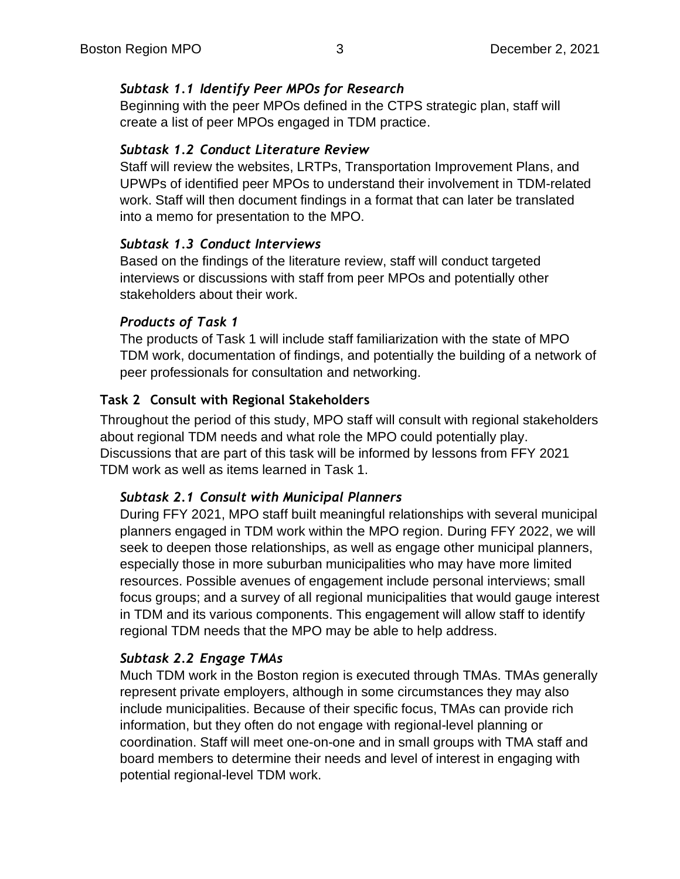### *Subtask 1.1 Identify Peer MPOs for Research*

Beginning with the peer MPOs defined in the CTPS strategic plan, staff will create a list of peer MPOs engaged in TDM practice.

### *Subtask 1.2 Conduct Literature Review*

Staff will review the websites, LRTPs, Transportation Improvement Plans, and UPWPs of identified peer MPOs to understand their involvement in TDM-related work. Staff will then document findings in a format that can later be translated into a memo for presentation to the MPO.

### *Subtask 1.3 Conduct Interviews*

Based on the findings of the literature review, staff will conduct targeted interviews or discussions with staff from peer MPOs and potentially other stakeholders about their work.

### *Products of Task 1*

The products of Task 1 will include staff familiarization with the state of MPO TDM work, documentation of findings, and potentially the building of a network of peer professionals for consultation and networking.

## Task 2 Consult with Regional Stakeholders

Throughout the period of this study, MPO staff will consult with regional stakeholders about regional TDM needs and what role the MPO could potentially play. Discussions that are part of this task will be informed by lessons from FFY 2021 TDM work as well as items learned in Task 1.

### *Subtask 2.1 Consult with Municipal Planners*

During FFY 2021, MPO staff built meaningful relationships with several municipal planners engaged in TDM work within the MPO region. During FFY 2022, we will seek to deepen those relationships, as well as engage other municipal planners, especially those in more suburban municipalities who may have more limited resources. Possible avenues of engagement include personal interviews; small focus groups; and a survey of all regional municipalities that would gauge interest in TDM and its various components. This engagement will allow staff to identify regional TDM needs that the MPO may be able to help address.

### *Subtask 2.2 Engage TMAs*

Much TDM work in the Boston region is executed through TMAs. TMAs generally represent private employers, although in some circumstances they may also include municipalities. Because of their specific focus, TMAs can provide rich information, but they often do not engage with regional-level planning or coordination. Staff will meet one-on-one and in small groups with TMA staff and board members to determine their needs and level of interest in engaging with potential regional-level TDM work.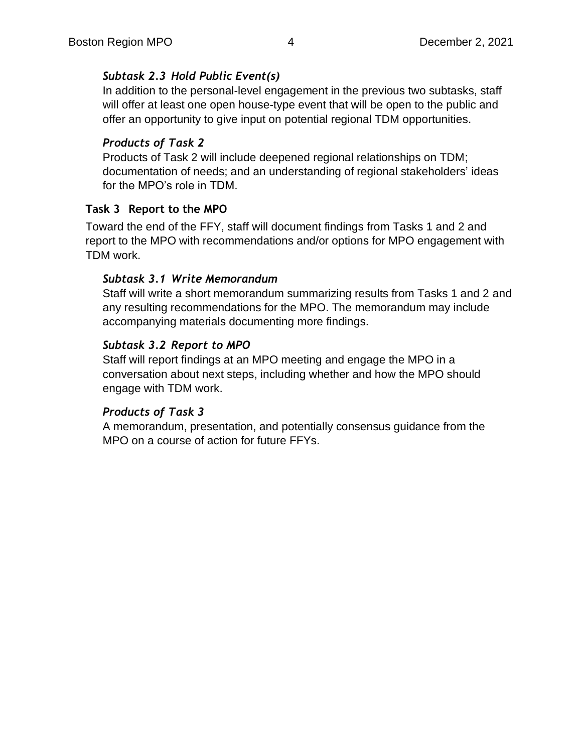#### *Subtask 2.3 Hold Public Event(s)*

In addition to the personal-level engagement in the previous two subtasks, staff will offer at least one open house-type event that will be open to the public and offer an opportunity to give input on potential regional TDM opportunities.

#### *Products of Task 2*

Products of Task 2 will include deepened regional relationships on TDM; documentation of needs; and an understanding of regional stakeholders' ideas for the MPO's role in TDM.

### Task 3 Report to the MPO

Toward the end of the FFY, staff will document findings from Tasks 1 and 2 and report to the MPO with recommendations and/or options for MPO engagement with TDM work.

#### *Subtask 3.1 Write Memorandum*

Staff will write a short memorandum summarizing results from Tasks 1 and 2 and any resulting recommendations for the MPO. The memorandum may include accompanying materials documenting more findings.

#### *Subtask 3.2 Report to MPO*

Staff will report findings at an MPO meeting and engage the MPO in a conversation about next steps, including whether and how the MPO should engage with TDM work.

#### *Products of Task 3*

A memorandum, presentation, and potentially consensus guidance from the MPO on a course of action for future FFYs.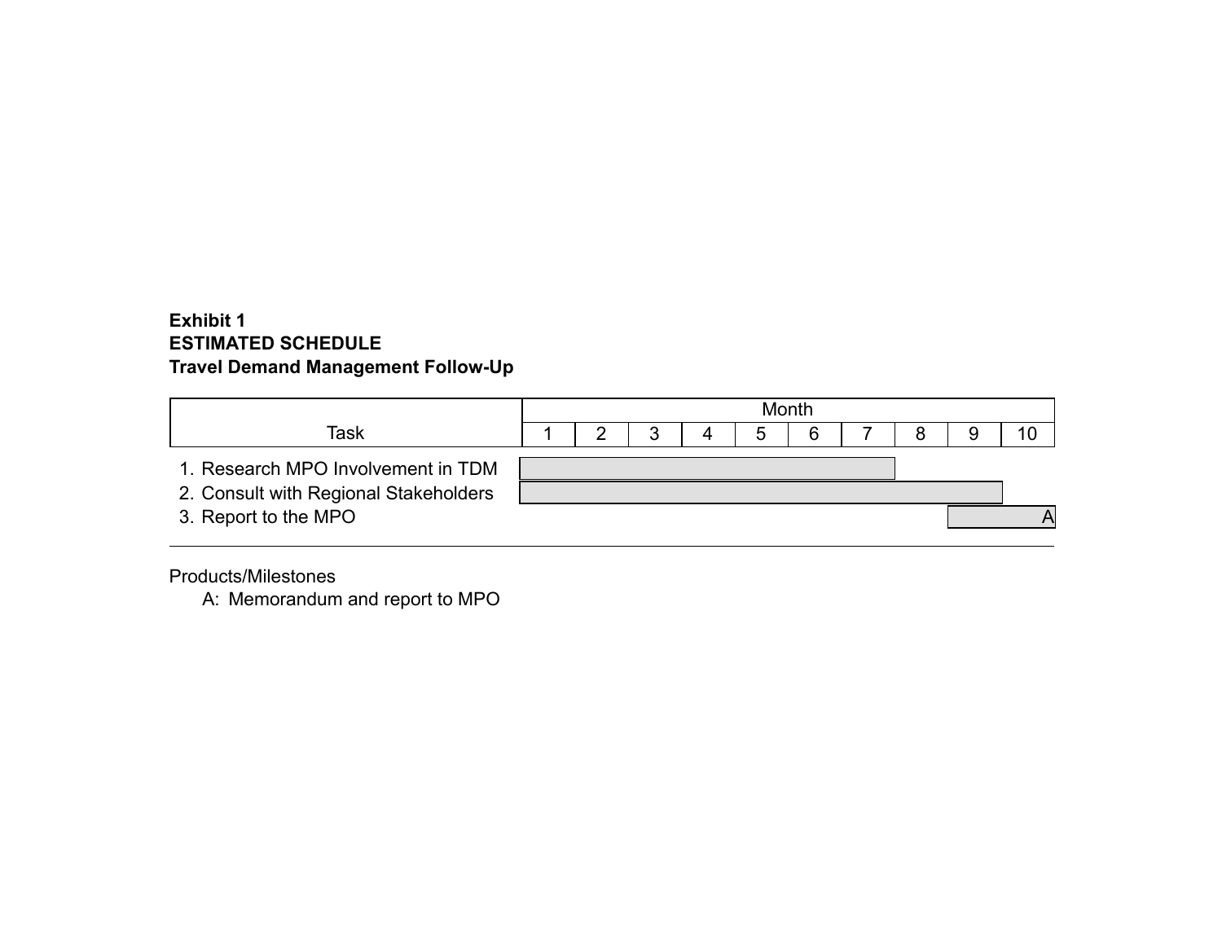**Exhibit 1**
**ESTIMATED SCHEDULE**
**Travel Demand Management Follow-Up**

| Task | Month | | | | | | | | | |
|---|---|---|---|---|---|---|---|---|---|---|
| | 1 | 2 | 3 | 4 | 5 | 6 | 7 | 8 | 9 | 10 |
| 1. Research MPO Involvement in TDM | ■ | ■ | ■ | ■ | ■ | ■ | ■ | | | |
| 2. Consult with Regional Stakeholders | ■ | ■ | ■ | ■ | ■ | ■ | ■ | ■ | ■ | |
| 3. Report to the MPO | | | | | | | | | ■ | A |

Products/Milestones

A: Memorandum and report to MPO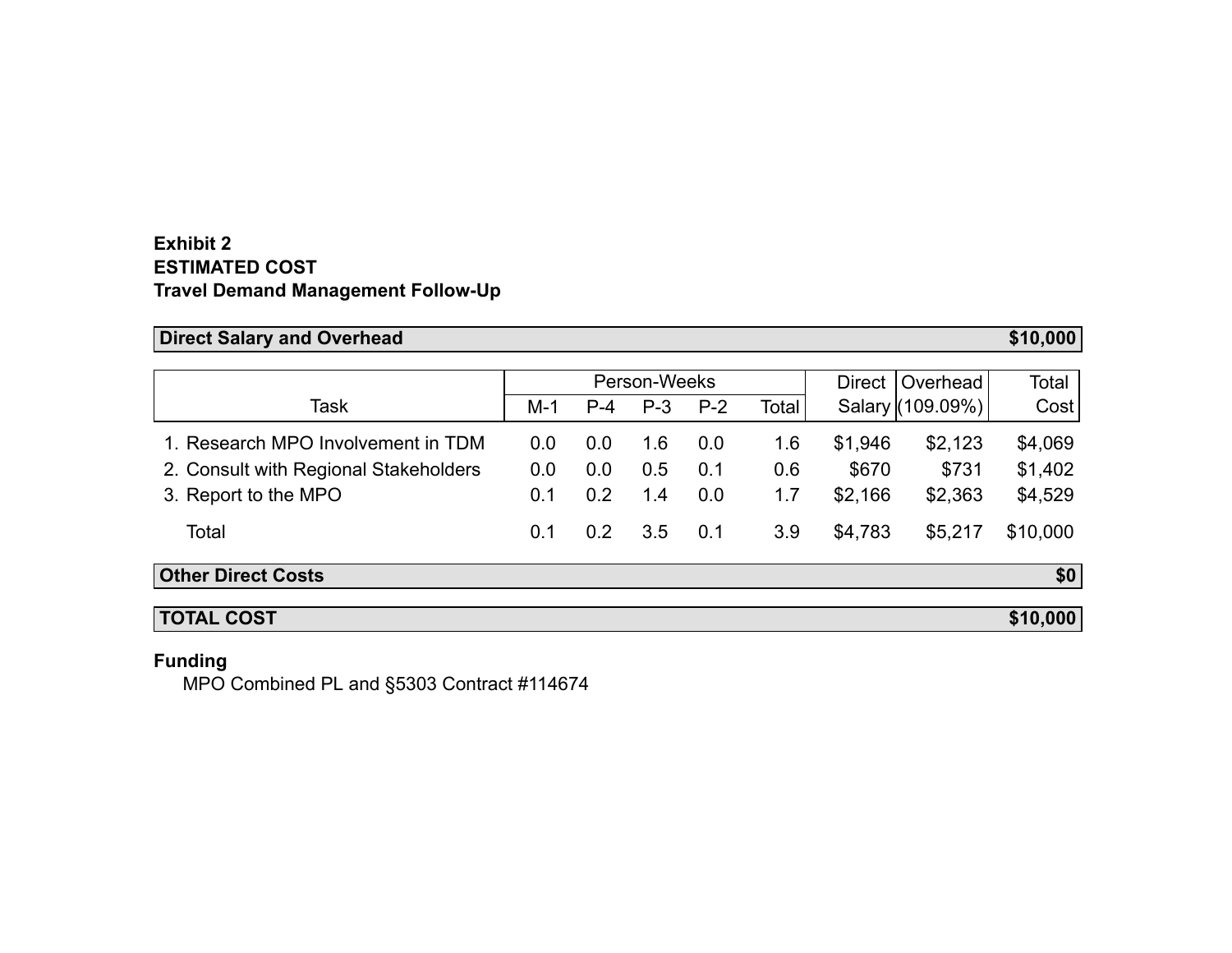**Exhibit 2**
**ESTIMATED COST**
**Travel Demand Management Follow-Up**

| **Direct Salary and Overhead** | **$10,000** |
|---|---|

| Task | Person-Weeks | | | | | Direct Salary | Overhead (109.09%) | Total Cost |
|---|---|---|---|---|---|---|---|---|
| | M-1 | P-4 | P-3 | P-2 | Total | | | |
| 1. Research MPO Involvement in TDM | 0.0 | 0.0 | 1.6 | 0.0 | 1.6 | $1,946 | $2,123 | $4,069 |
| 2. Consult with Regional Stakeholders | 0.0 | 0.0 | 0.5 | 0.1 | 0.6 | $670 | $731 | $1,402 |
| 3. Report to the MPO | 0.1 | 0.2 | 1.4 | 0.0 | 1.7 | $2,166 | $2,363 | $4,529 |
| Total | 0.1 | 0.2 | 3.5 | 0.1 | 3.9 | $4,783 | $5,217 | $10,000 |

| **Other Direct Costs** | **$0** |
|---|---|

| **TOTAL COST** | **$10,000** |
|---|---|

**Funding**

MPO Combined PL and §5303 Contract #114674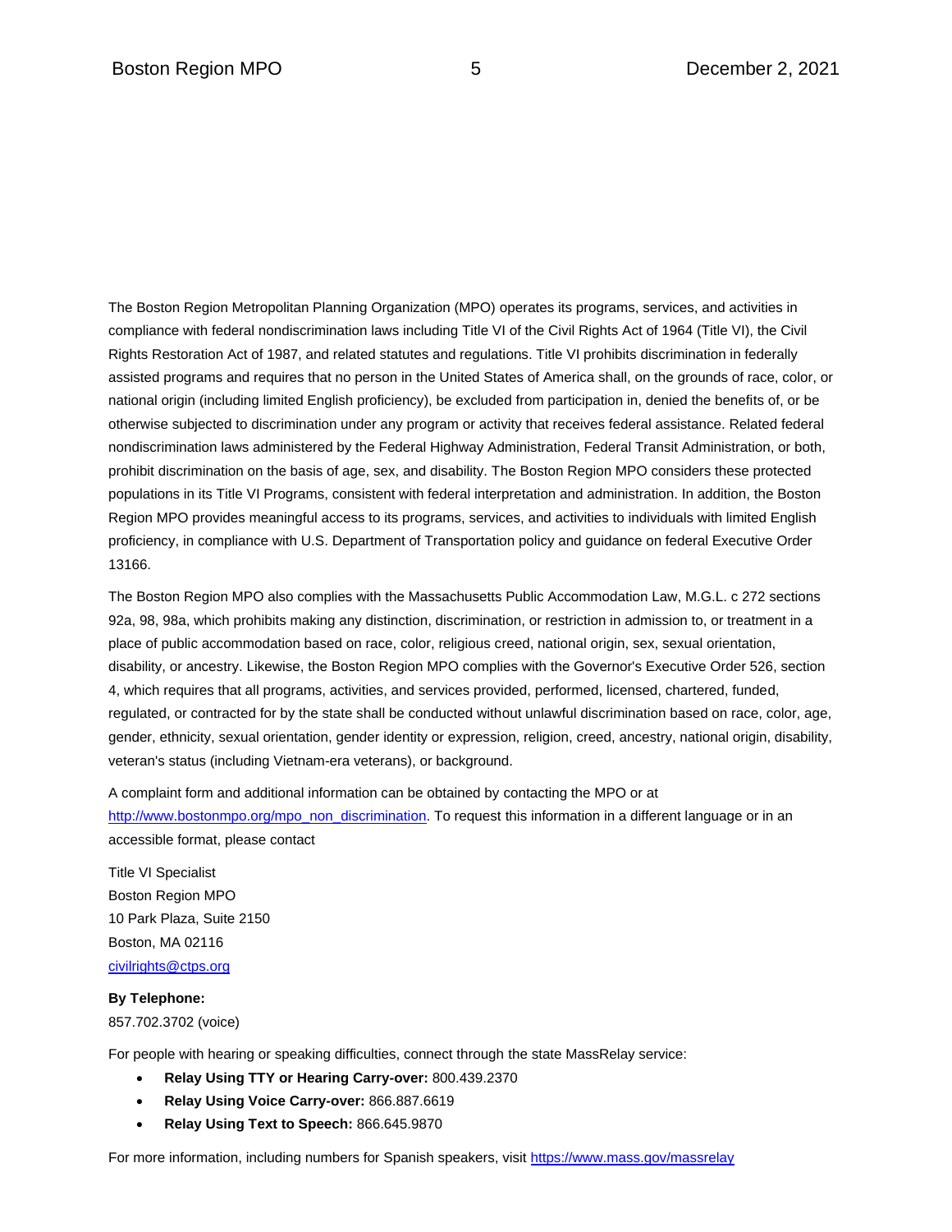The Boston Region Metropolitan Planning Organization (MPO) operates its programs, services, and activities in compliance with federal nondiscrimination laws including Title VI of the Civil Rights Act of 1964 (Title VI), the Civil Rights Restoration Act of 1987, and related statutes and regulations. Title VI prohibits discrimination in federally assisted programs and requires that no person in the United States of America shall, on the grounds of race, color, or national origin (including limited English proficiency), be excluded from participation in, denied the benefits of, or be otherwise subjected to discrimination under any program or activity that receives federal assistance. Related federal nondiscrimination laws administered by the Federal Highway Administration, Federal Transit Administration, or both, prohibit discrimination on the basis of age, sex, and disability. The Boston Region MPO considers these protected populations in its Title VI Programs, consistent with federal interpretation and administration. In addition, the Boston Region MPO provides meaningful access to its programs, services, and activities to individuals with limited English proficiency, in compliance with U.S. Department of Transportation policy and guidance on federal Executive Order 13166.

The Boston Region MPO also complies with the Massachusetts Public Accommodation Law, M.G.L. c 272 sections 92a, 98, 98a, which prohibits making any distinction, discrimination, or restriction in admission to, or treatment in a place of public accommodation based on race, color, religious creed, national origin, sex, sexual orientation, disability, or ancestry. Likewise, the Boston Region MPO complies with the Governor's Executive Order 526, section 4, which requires that all programs, activities, and services provided, performed, licensed, chartered, funded, regulated, or contracted for by the state shall be conducted without unlawful discrimination based on race, color, age, gender, ethnicity, sexual orientation, gender identity or expression, religion, creed, ancestry, national origin, disability, veteran's status (including Vietnam-era veterans), or background.

A complaint form and additional information can be obtained by contacting the MPO or at http://www.bostonmpo.org/mpo_non_discrimination. To request this information in a different language or in an accessible format, please contact

Title VI Specialist
Boston Region MPO
10 Park Plaza, Suite 2150
Boston, MA 02116
civilrights@ctps.org

**By Telephone:**
857.702.3702 (voice)

For people with hearing or speaking difficulties, connect through the state MassRelay service:

- **Relay Using TTY or Hearing Carry-over:** 800.439.2370
- **Relay Using Voice Carry-over:** 866.887.6619
- **Relay Using Text to Speech:** 866.645.9870

For more information, including numbers for Spanish speakers, visit https://www.mass.gov/massrelay